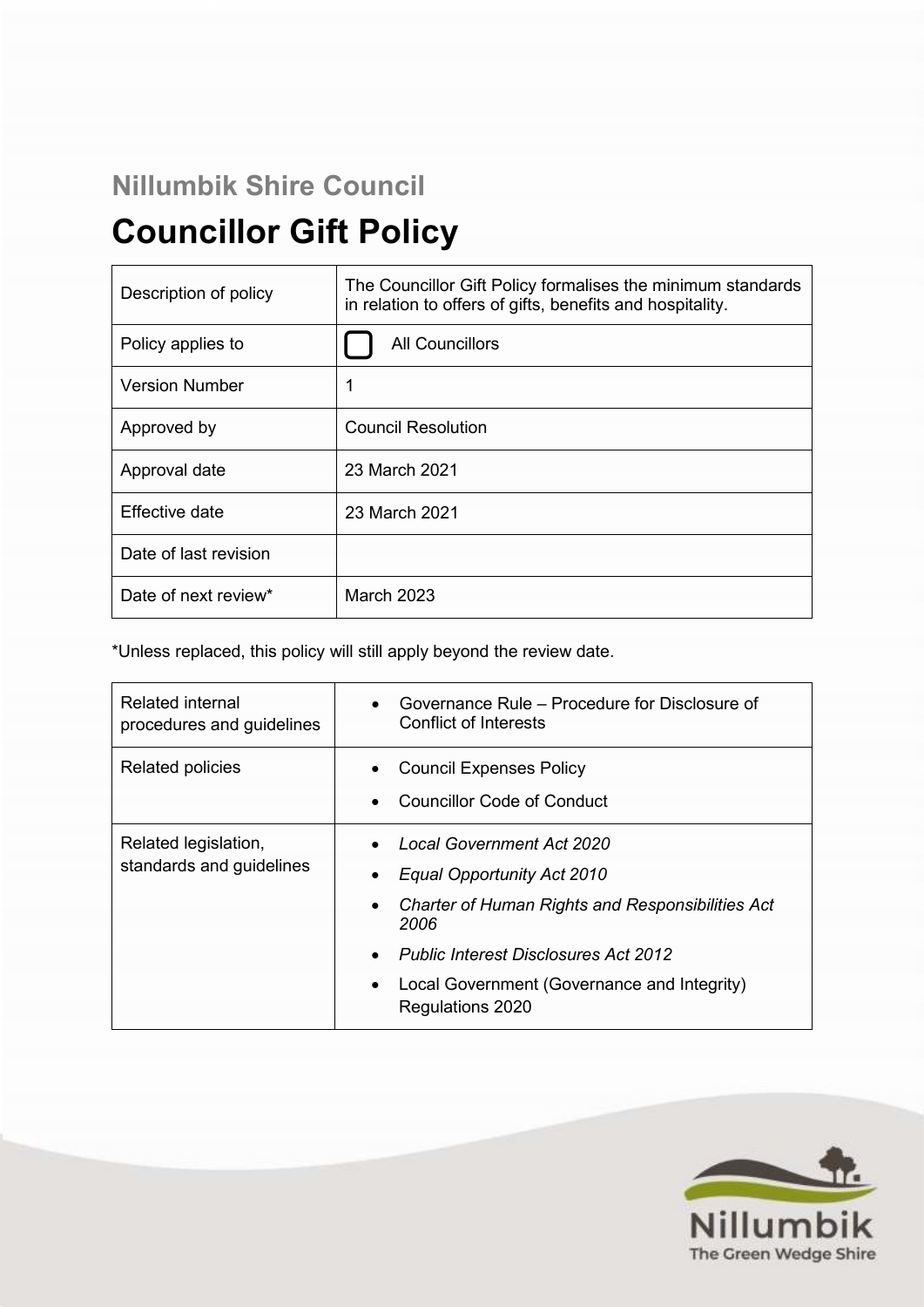## Nillumbik Shire Council

# Councillor Gift Policy

| | |
|---|---|
| Description of policy | The Councillor Gift Policy formalises the minimum standards in relation to offers of gifts, benefits and hospitality. |
| Policy applies to | ☐ All Councillors |
| Version Number | 1 |
| Approved by | Council Resolution |
| Approval date | 23 March 2021 |
| Effective date | 23 March 2021 |
| Date of last revision | |
| Date of next review* | March 2023 |

*Unless replaced, this policy will still apply beyond the review date.

| | |
|---|---|
| Related internal procedures and guidelines | • Governance Rule – Procedure for Disclosure of Conflict of Interests |
| Related policies | • Council Expenses Policy<br>• Councillor Code of Conduct |
| Related legislation, standards and guidelines | • *Local Government Act 2020*<br>• *Equal Opportunity Act 2010*<br>• *Charter of Human Rights and Responsibilities Act 2006*<br>• *Public Interest Disclosures Act 2012*<br>• Local Government (Governance and Integrity) Regulations 2020 |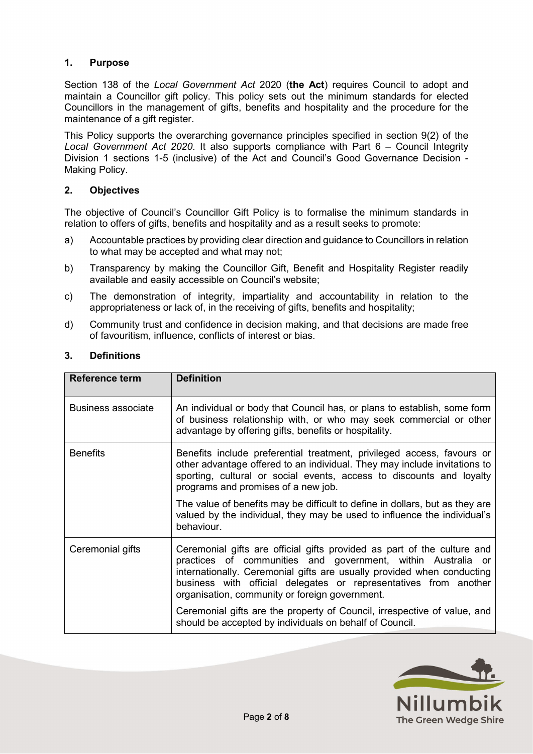## 1. Purpose

Section 138 of the *Local Government Act* 2020 (**the Act**) requires Council to adopt and maintain a Councillor gift policy. This policy sets out the minimum standards for elected Councillors in the management of gifts, benefits and hospitality and the procedure for the maintenance of a gift register.

This Policy supports the overarching governance principles specified in section 9(2) of the *Local Government Act 2020*. It also supports compliance with Part 6 – Council Integrity Division 1 sections 1-5 (inclusive) of the Act and Council's Good Governance Decision - Making Policy.

## 2. Objectives

The objective of Council's Councillor Gift Policy is to formalise the minimum standards in relation to offers of gifts, benefits and hospitality and as a result seeks to promote:

a) Accountable practices by providing clear direction and guidance to Councillors in relation to what may be accepted and what may not;

b) Transparency by making the Councillor Gift, Benefit and Hospitality Register readily available and easily accessible on Council's website;

c) The demonstration of integrity, impartiality and accountability in relation to the appropriateness or lack of, in the receiving of gifts, benefits and hospitality;

d) Community trust and confidence in decision making, and that decisions are made free of favouritism, influence, conflicts of interest or bias.

## 3. Definitions

| Reference term | Definition |
| --- | --- |
| Business associate | An individual or body that Council has, or plans to establish, some form of business relationship with, or who may seek commercial or other advantage by offering gifts, benefits or hospitality. |
| Benefits | Benefits include preferential treatment, privileged access, favours or other advantage offered to an individual. They may include invitations to sporting, cultural or social events, access to discounts and loyalty programs and promises of a new job.<br><br>The value of benefits may be difficult to define in dollars, but as they are valued by the individual, they may be used to influence the individual's behaviour. |
| Ceremonial gifts | Ceremonial gifts are official gifts provided as part of the culture and practices of communities and government, within Australia or internationally. Ceremonial gifts are usually provided when conducting business with official delegates or representatives from another organisation, community or foreign government.<br><br>Ceremonial gifts are the property of Council, irrespective of value, and should be accepted by individuals on behalf of Council. |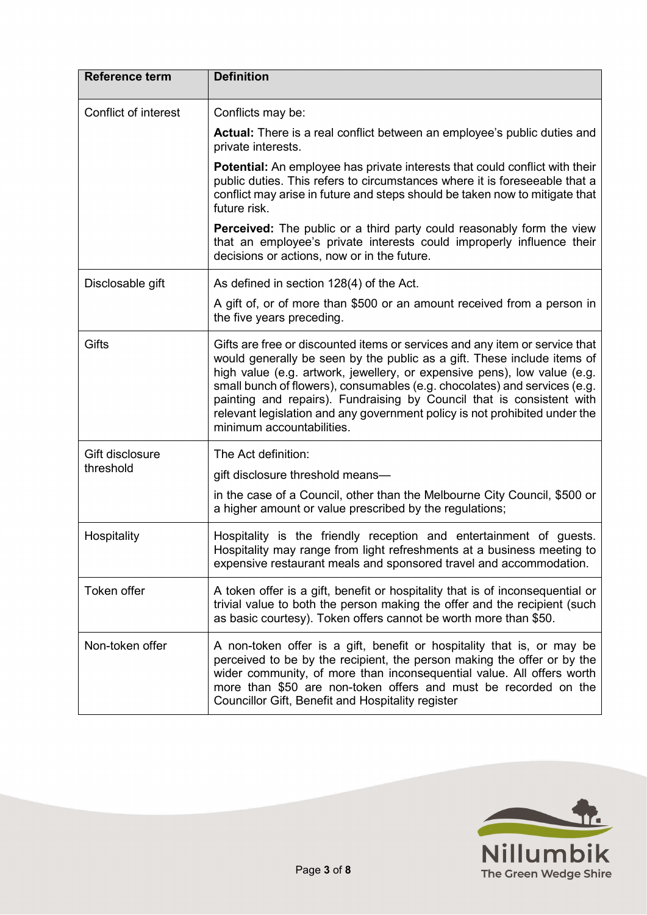| Reference term | Definition |
|---|---|
| Conflict of interest | Conflicts may be:<br><br>**Actual:** There is a real conflict between an employee's public duties and private interests.<br><br>**Potential:** An employee has private interests that could conflict with their public duties. This refers to circumstances where it is foreseeable that a conflict may arise in future and steps should be taken now to mitigate that future risk.<br><br>**Perceived:** The public or a third party could reasonably form the view that an employee's private interests could improperly influence their decisions or actions, now or in the future. |
| Disclosable gift | As defined in section 128(4) of the Act.<br><br>A gift of, or of more than $500 or an amount received from a person in the five years preceding. |
| Gifts | Gifts are free or discounted items or services and any item or service that would generally be seen by the public as a gift. These include items of high value (e.g. artwork, jewellery, or expensive pens), low value (e.g. small bunch of flowers), consumables (e.g. chocolates) and services (e.g. painting and repairs). Fundraising by Council that is consistent with relevant legislation and any government policy is not prohibited under the minimum accountabilities. |
| Gift disclosure threshold | The Act definition:<br><br>gift disclosure threshold means—<br><br>in the case of a Council, other than the Melbourne City Council, $500 or a higher amount or value prescribed by the regulations; |
| Hospitality | Hospitality is the friendly reception and entertainment of guests. Hospitality may range from light refreshments at a business meeting to expensive restaurant meals and sponsored travel and accommodation. |
| Token offer | A token offer is a gift, benefit or hospitality that is of inconsequential or trivial value to both the person making the offer and the recipient (such as basic courtesy). Token offers cannot be worth more than $50. |
| Non-token offer | A non-token offer is a gift, benefit or hospitality that is, or may be perceived to be by the recipient, the person making the offer or by the wider community, of more than inconsequential value. All offers worth more than $50 are non-token offers and must be recorded on the Councillor Gift, Benefit and Hospitality register |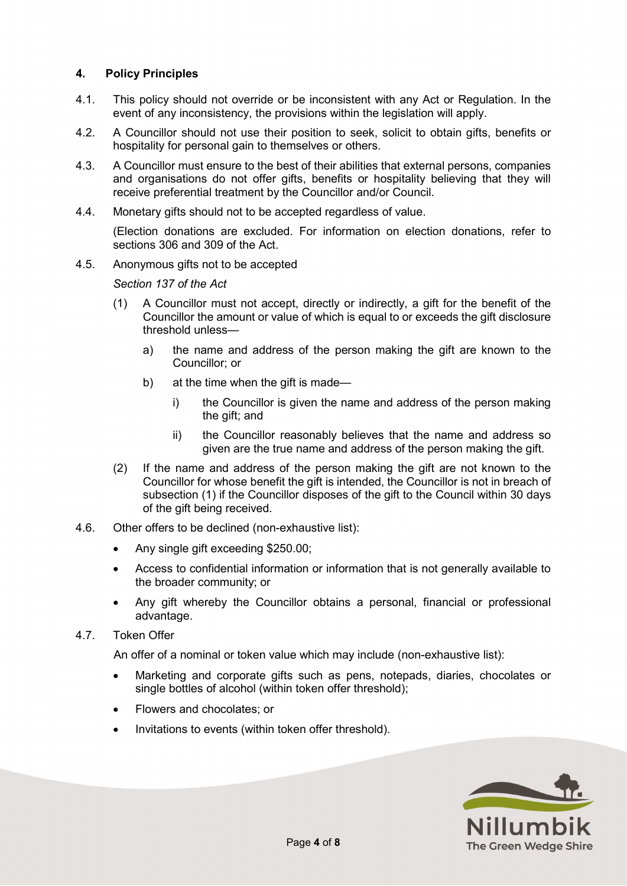## 4. Policy Principles

4.1. This policy should not override or be inconsistent with any Act or Regulation. In the event of any inconsistency, the provisions within the legislation will apply.

4.2. A Councillor should not use their position to seek, solicit to obtain gifts, benefits or hospitality for personal gain to themselves or others.

4.3. A Councillor must ensure to the best of their abilities that external persons, companies and organisations do not offer gifts, benefits or hospitality believing that they will receive preferential treatment by the Councillor and/or Council.

4.4. Monetary gifts should not to be accepted regardless of value.

(Election donations are excluded. For information on election donations, refer to sections 306 and 309 of the Act.

4.5. Anonymous gifts not to be accepted

*Section 137 of the Act*

(1) A Councillor must not accept, directly or indirectly, a gift for the benefit of the Councillor the amount or value of which is equal to or exceeds the gift disclosure threshold unless—

a) the name and address of the person making the gift are known to the Councillor; or

b) at the time when the gift is made—

i) the Councillor is given the name and address of the person making the gift; and

ii) the Councillor reasonably believes that the name and address so given are the true name and address of the person making the gift.

(2) If the name and address of the person making the gift are not known to the Councillor for whose benefit the gift is intended, the Councillor is not in breach of subsection (1) if the Councillor disposes of the gift to the Council within 30 days of the gift being received.

4.6. Other offers to be declined (non-exhaustive list):

- Any single gift exceeding $250.00;
- Access to confidential information or information that is not generally available to the broader community; or
- Any gift whereby the Councillor obtains a personal, financial or professional advantage.

4.7. Token Offer

An offer of a nominal or token value which may include (non-exhaustive list):

- Marketing and corporate gifts such as pens, notepads, diaries, chocolates or single bottles of alcohol (within token offer threshold);
- Flowers and chocolates; or
- Invitations to events (within token offer threshold).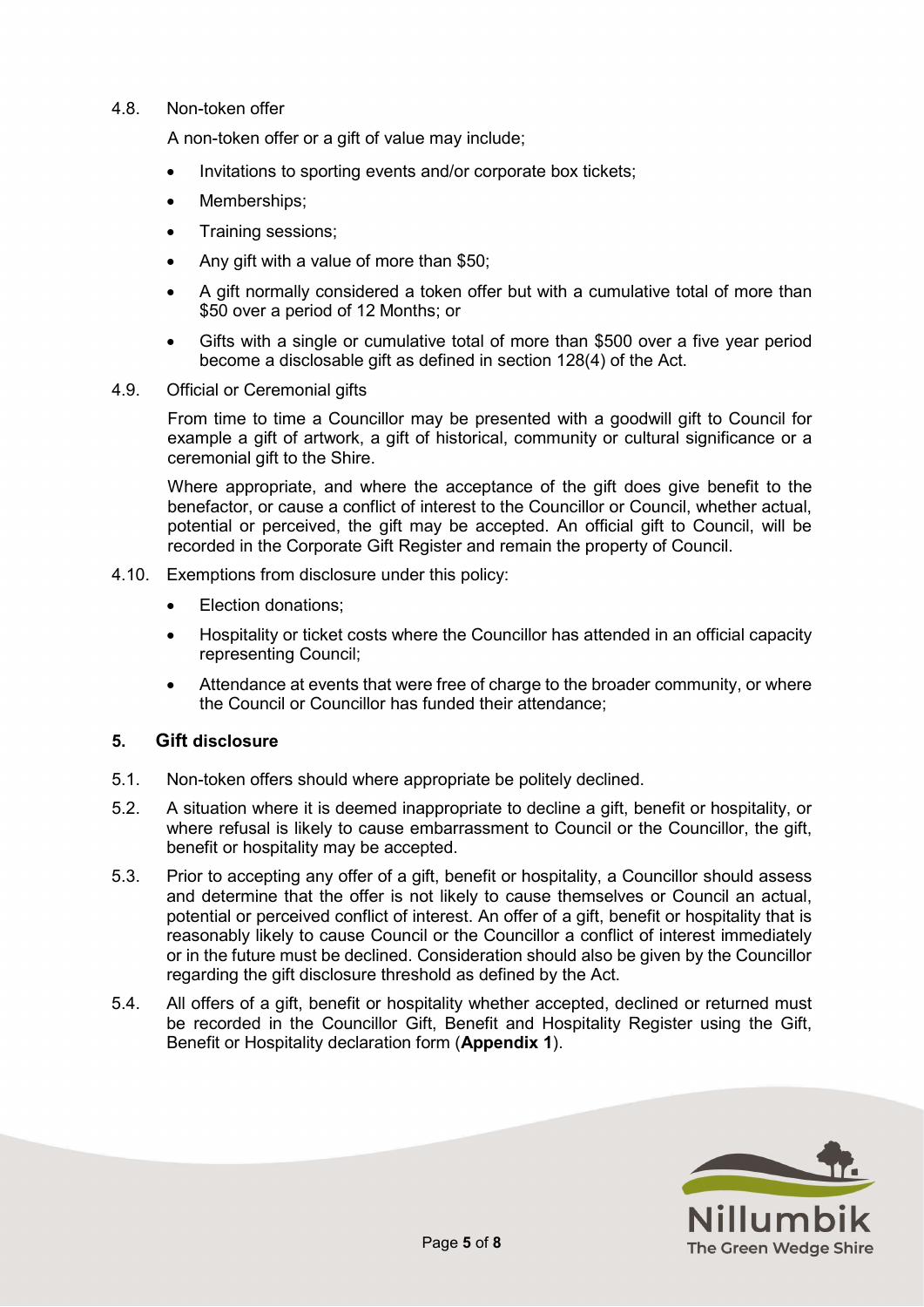4.8. Non-token offer

A non-token offer or a gift of value may include;

- Invitations to sporting events and/or corporate box tickets;
- Memberships;
- Training sessions;
- Any gift with a value of more than $50;
- A gift normally considered a token offer but with a cumulative total of more than $50 over a period of 12 Months; or
- Gifts with a single or cumulative total of more than $500 over a five year period become a disclosable gift as defined in section 128(4) of the Act.

4.9. Official or Ceremonial gifts

From time to time a Councillor may be presented with a goodwill gift to Council for example a gift of artwork, a gift of historical, community or cultural significance or a ceremonial gift to the Shire.

Where appropriate, and where the acceptance of the gift does give benefit to the benefactor, or cause a conflict of interest to the Councillor or Council, whether actual, potential or perceived, the gift may be accepted. An official gift to Council, will be recorded in the Corporate Gift Register and remain the property of Council.

4.10. Exemptions from disclosure under this policy:

- Election donations;
- Hospitality or ticket costs where the Councillor has attended in an official capacity representing Council;
- Attendance at events that were free of charge to the broader community, or where the Council or Councillor has funded their attendance;

## 5. Gift disclosure

5.1. Non-token offers should where appropriate be politely declined.

5.2. A situation where it is deemed inappropriate to decline a gift, benefit or hospitality, or where refusal is likely to cause embarrassment to Council or the Councillor, the gift, benefit or hospitality may be accepted.

5.3. Prior to accepting any offer of a gift, benefit or hospitality, a Councillor should assess and determine that the offer is not likely to cause themselves or Council an actual, potential or perceived conflict of interest. An offer of a gift, benefit or hospitality that is reasonably likely to cause Council or the Councillor a conflict of interest immediately or in the future must be declined. Consideration should also be given by the Councillor regarding the gift disclosure threshold as defined by the Act.

5.4. All offers of a gift, benefit or hospitality whether accepted, declined or returned must be recorded in the Councillor Gift, Benefit and Hospitality Register using the Gift, Benefit or Hospitality declaration form (**Appendix 1**).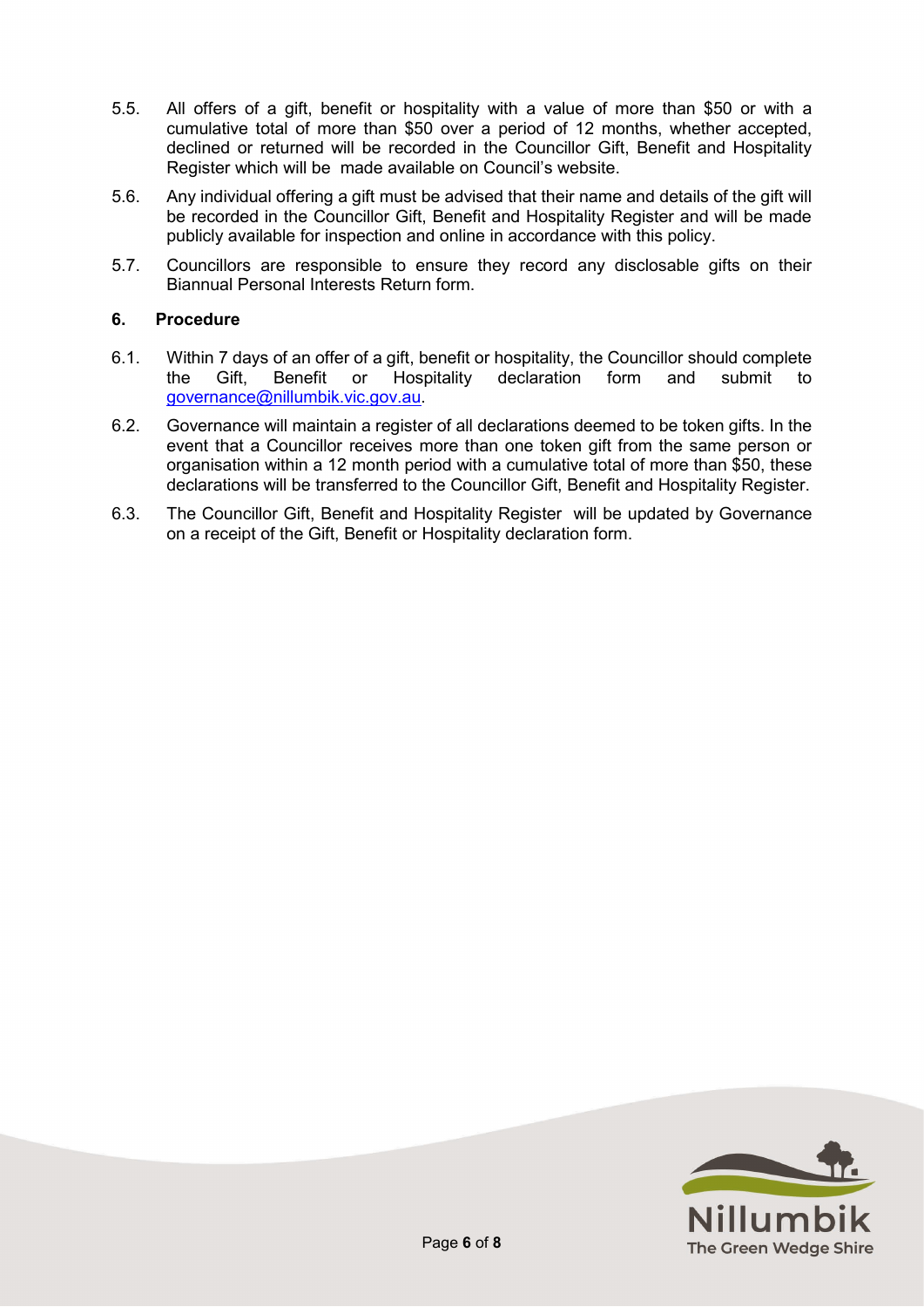5.5. All offers of a gift, benefit or hospitality with a value of more than $50 or with a cumulative total of more than $50 over a period of 12 months, whether accepted, declined or returned will be recorded in the Councillor Gift, Benefit and Hospitality Register which will be made available on Council's website.

5.6. Any individual offering a gift must be advised that their name and details of the gift will be recorded in the Councillor Gift, Benefit and Hospitality Register and will be made publicly available for inspection and online in accordance with this policy.

5.7. Councillors are responsible to ensure they record any disclosable gifts on their Biannual Personal Interests Return form.

## 6. Procedure

6.1. Within 7 days of an offer of a gift, benefit or hospitality, the Councillor should complete the Gift, Benefit or Hospitality declaration form and submit to governance@nillumbik.vic.gov.au.

6.2. Governance will maintain a register of all declarations deemed to be token gifts. In the event that a Councillor receives more than one token gift from the same person or organisation within a 12 month period with a cumulative total of more than $50, these declarations will be transferred to the Councillor Gift, Benefit and Hospitality Register.

6.3. The Councillor Gift, Benefit and Hospitality Register will be updated by Governance on a receipt of the Gift, Benefit or Hospitality declaration form.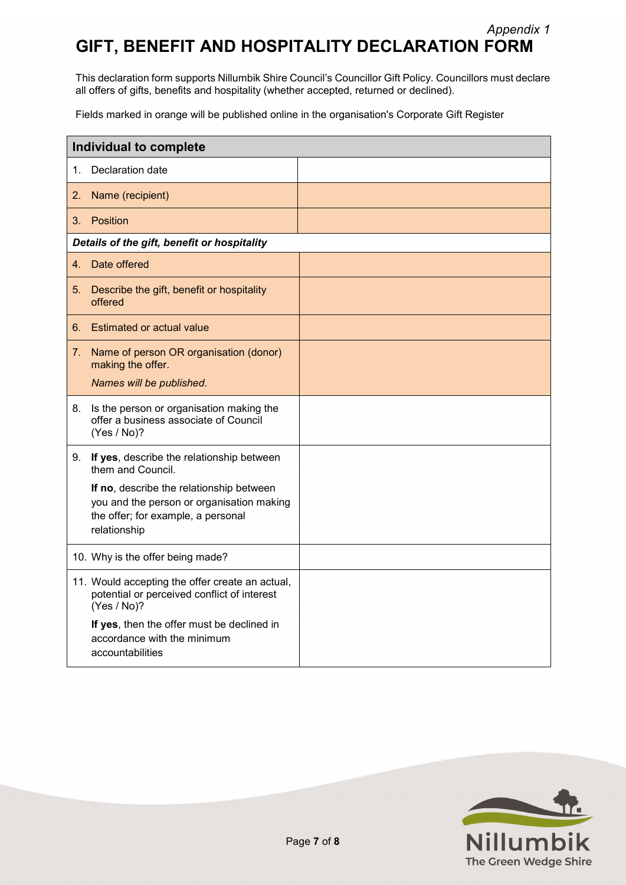*Appendix 1*

# GIFT, BENEFIT AND HOSPITALITY DECLARATION FORM

This declaration form supports Nillumbik Shire Council's Councillor Gift Policy. Councillors must declare all offers of gifts, benefits and hospitality (whether accepted, returned or declined).

Fields marked in orange will be published online in the organisation's Corporate Gift Register

| **Individual to complete** | |
|---|---|
| 1. Declaration date | |
| 2. Name (recipient) | |
| 3. Position | |
| ***Details of the gift, benefit or hospitality*** | |
| 4. Date offered | |
| 5. Describe the gift, benefit or hospitality offered | |
| 6. Estimated or actual value | |
| 7. Name of person OR organisation (donor) making the offer. *Names will be published.* | |
| 8. Is the person or organisation making the offer a business associate of Council (Yes / No)? | |
| 9. **If yes**, describe the relationship between them and Council. **If no**, describe the relationship between you and the person or organisation making the offer; for example, a personal relationship | |
| 10. Why is the offer being made? | |
| 11. Would accepting the offer create an actual, potential or perceived conflict of interest (Yes / No)? **If yes**, then the offer must be declined in accordance with the minimum accountabilities | |

Nillumbik
The Green Wedge Shire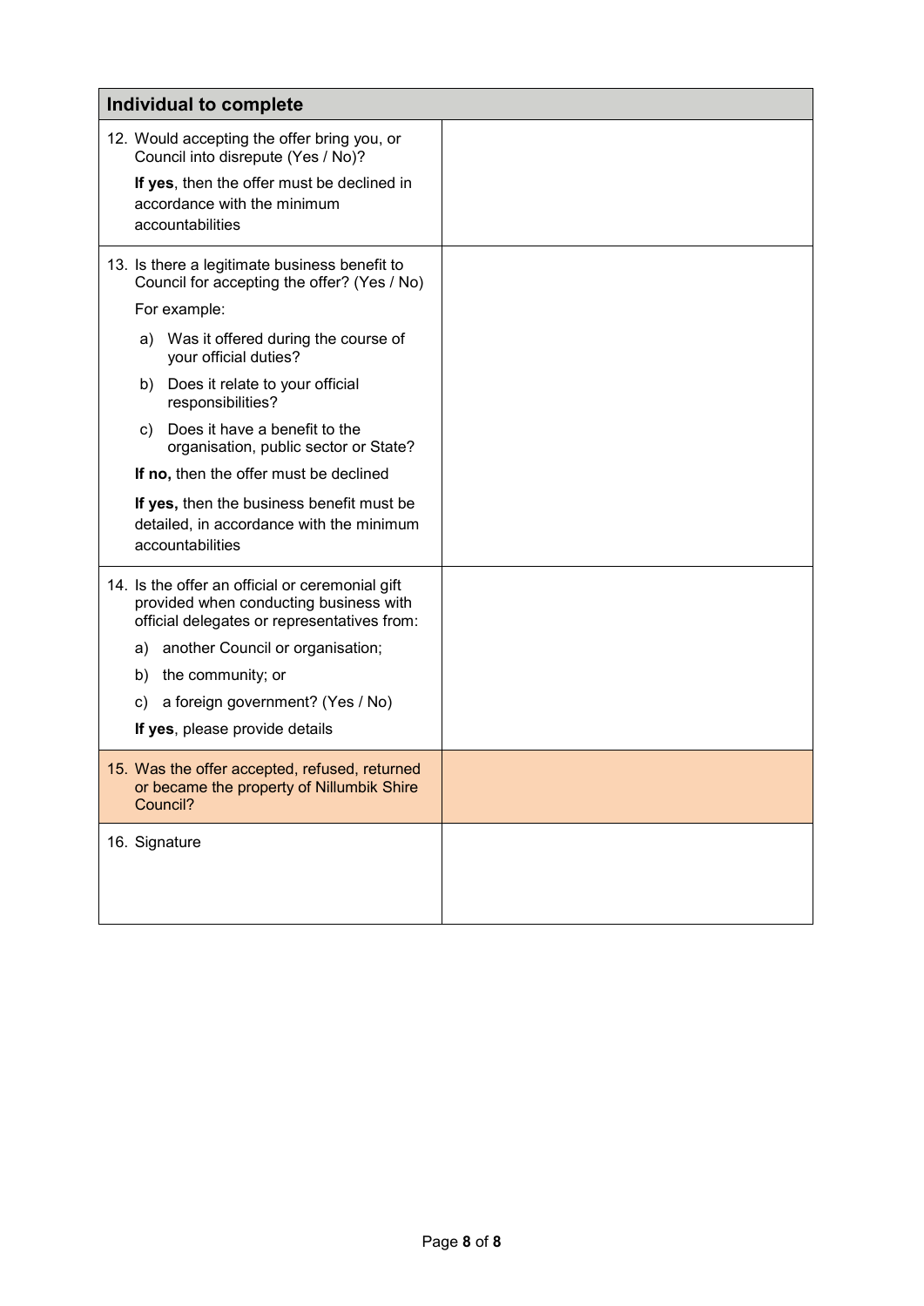| Individual to complete | |
|---|---|
| 12. Would accepting the offer bring you, or Council into disrepute (Yes / No)?<br>**If yes**, then the offer must be declined in accordance with the minimum accountabilities | |
| 13. Is there a legitimate business benefit to Council for accepting the offer? (Yes / No)<br>For example:<br>a) Was it offered during the course of your official duties?<br>b) Does it relate to your official responsibilities?<br>c) Does it have a benefit to the organisation, public sector or State?<br>**If no,** then the offer must be declined<br>**If yes,** then the business benefit must be detailed, in accordance with the minimum accountabilities | |
| 14. Is the offer an official or ceremonial gift provided when conducting business with official delegates or representatives from:<br>a) another Council or organisation;<br>b) the community; or<br>c) a foreign government? (Yes / No)<br>**If yes**, please provide details | |
| 15. Was the offer accepted, refused, returned or became the property of Nillumbik Shire Council? | |
| 16. Signature | |